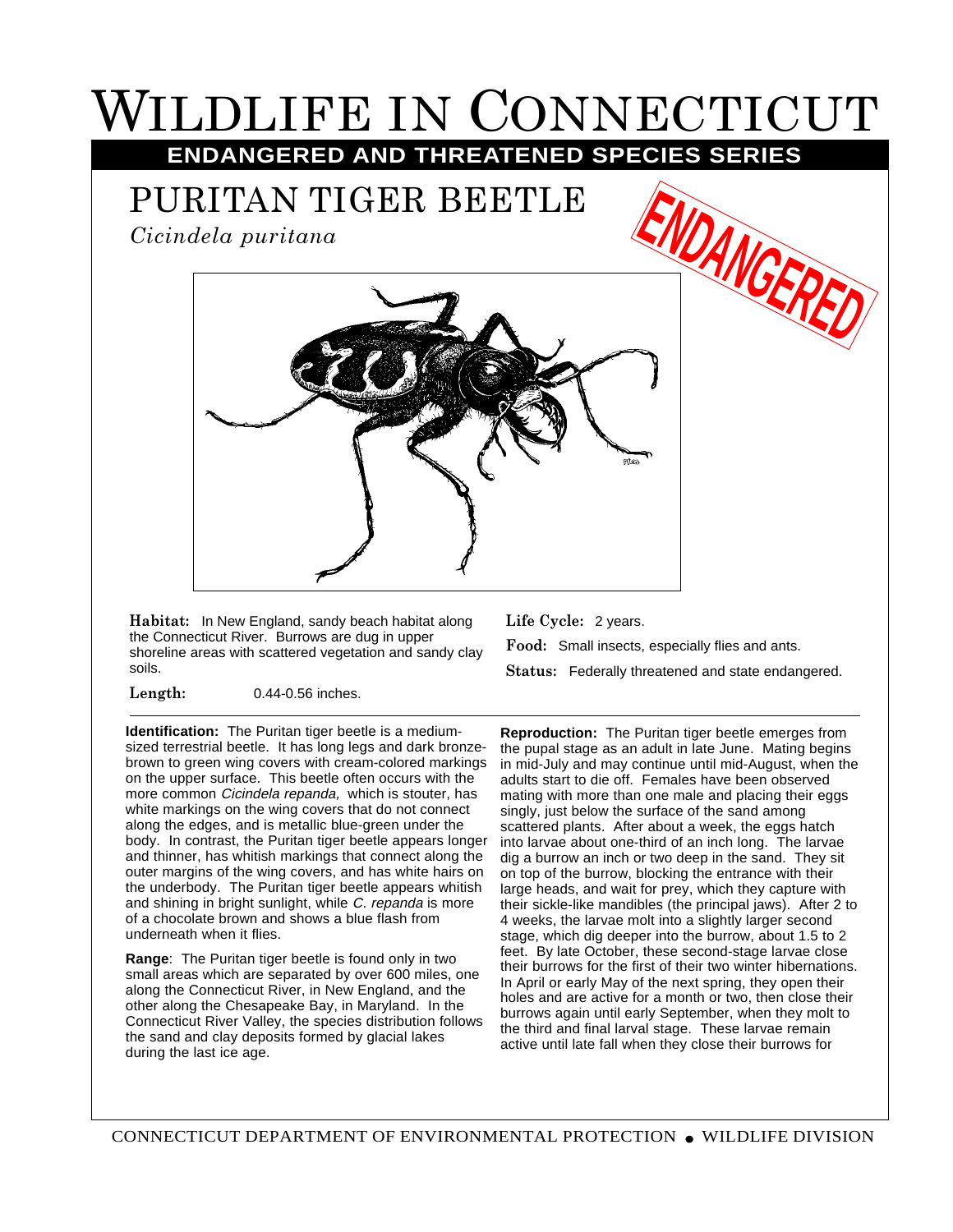# WILDLIFE IN CONNECTICUT

## ENDANGERED AND THREATENED SPECIES SERIES

## PURITAN TIGER BEETLE

*Cicindela puritana*

ENDANGERED

**Habitat:** In New England, sandy beach habitat along the Connecticut River. Burrows are dug in upper shoreline areas with scattered vegetation and sandy clay soils.

**Length:** 0.44-0.56 inches.

**Life Cycle:** 2 years.

**Food:** Small insects, especially flies and ants.

**Status:** Federally threatened and state endangered.

**Identification:** The Puritan tiger beetle is a medium-sized terrestrial beetle. It has long legs and dark bronze-brown to green wing covers with cream-colored markings on the upper surface. This beetle often occurs with the more common *Cicindela repanda,* which is stouter, has white markings on the wing covers that do not connect along the edges, and is metallic blue-green under the body. In contrast, the Puritan tiger beetle appears longer and thinner, has whitish markings that connect along the outer margins of the wing covers, and has white hairs on the underbody. The Puritan tiger beetle appears whitish and shining in bright sunlight, while *C. repanda* is more of a chocolate brown and shows a blue flash from underneath when it flies.

**Range**: The Puritan tiger beetle is found only in two small areas which are separated by over 600 miles, one along the Connecticut River, in New England, and the other along the Chesapeake Bay, in Maryland. In the Connecticut River Valley, the species distribution follows the sand and clay deposits formed by glacial lakes during the last ice age.

**Reproduction:** The Puritan tiger beetle emerges from the pupal stage as an adult in late June. Mating begins in mid-July and may continue until mid-August, when the adults start to die off. Females have been observed mating with more than one male and placing their eggs singly, just below the surface of the sand among scattered plants. After about a week, the eggs hatch into larvae about one-third of an inch long. The larvae dig a burrow an inch or two deep in the sand. They sit on top of the burrow, blocking the entrance with their large heads, and wait for prey, which they capture with their sickle-like mandibles (the principal jaws). After 2 to 4 weeks, the larvae molt into a slightly larger second stage, which dig deeper into the burrow, about 1.5 to 2 feet. By late October, these second-stage larvae close their burrows for the first of their two winter hibernations. In April or early May of the next spring, they open their holes and are active for a month or two, then close their burrows again until early September, when they molt to the third and final larval stage. These larvae remain active until late fall when they close their burrows for

CONNECTICUT DEPARTMENT OF ENVIRONMENTAL PROTECTION • WILDLIFE DIVISION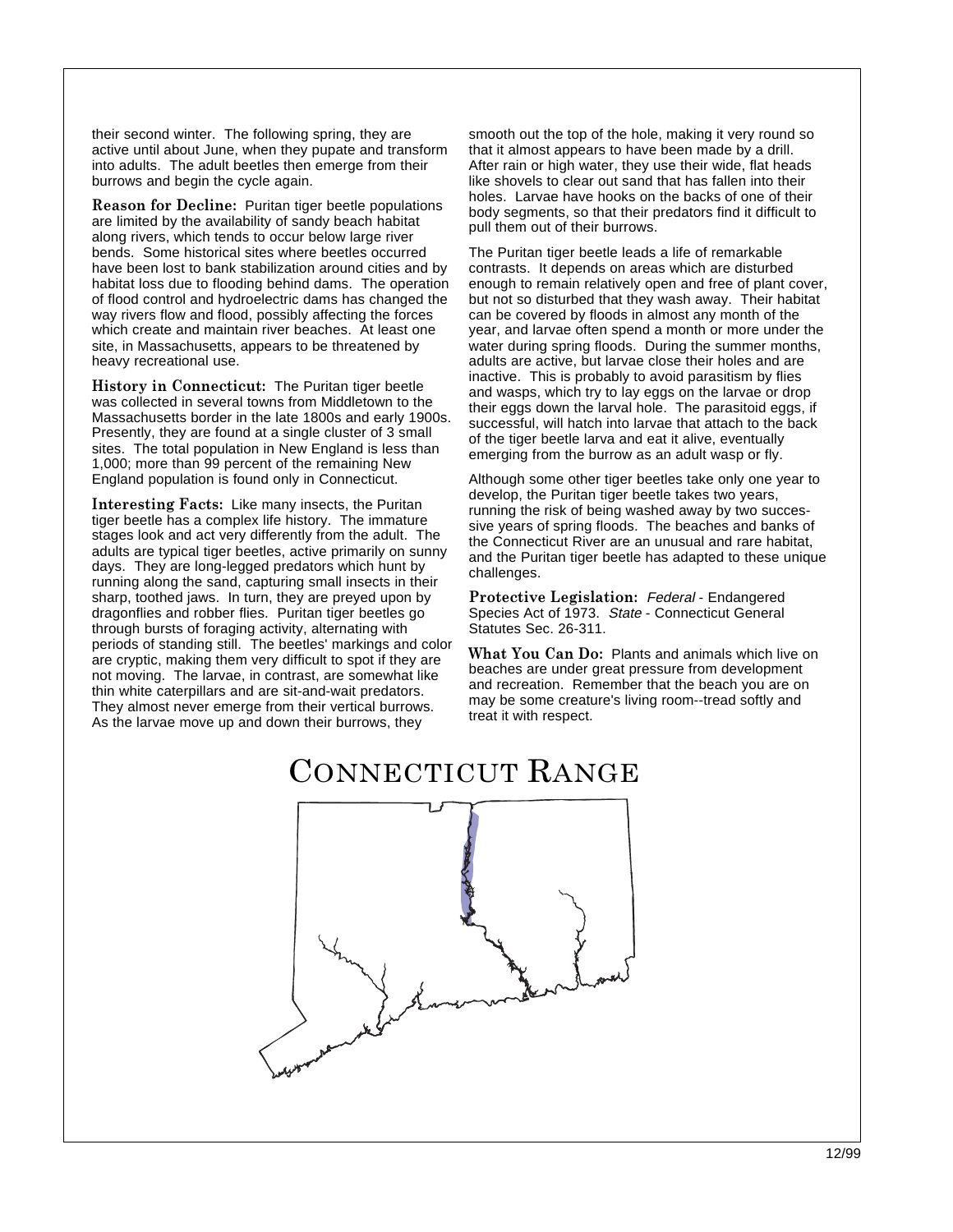their second winter. The following spring, they are active until about June, when they pupate and transform into adults. The adult beetles then emerge from their burrows and begin the cycle again.

**Reason for Decline:** Puritan tiger beetle populations are limited by the availability of sandy beach habitat along rivers, which tends to occur below large river bends. Some historical sites where beetles occurred have been lost to bank stabilization around cities and by habitat loss due to flooding behind dams. The operation of flood control and hydroelectric dams has changed the way rivers flow and flood, possibly affecting the forces which create and maintain river beaches. At least one site, in Massachusetts, appears to be threatened by heavy recreational use.

**History in Connecticut:** The Puritan tiger beetle was collected in several towns from Middletown to the Massachusetts border in the late 1800s and early 1900s. Presently, they are found at a single cluster of 3 small sites. The total population in New England is less than 1,000; more than 99 percent of the remaining New England population is found only in Connecticut.

**Interesting Facts:** Like many insects, the Puritan tiger beetle has a complex life history. The immature stages look and act very differently from the adult. The adults are typical tiger beetles, active primarily on sunny days. They are long-legged predators which hunt by running along the sand, capturing small insects in their sharp, toothed jaws. In turn, they are preyed upon by dragonflies and robber flies. Puritan tiger beetles go through bursts of foraging activity, alternating with periods of standing still. The beetles' markings and color are cryptic, making them very difficult to spot if they are not moving. The larvae, in contrast, are somewhat like thin white caterpillars and are sit-and-wait predators. They almost never emerge from their vertical burrows. As the larvae move up and down their burrows, they smooth out the top of the hole, making it very round so that it almost appears to have been made by a drill. After rain or high water, they use their wide, flat heads like shovels to clear out sand that has fallen into their holes. Larvae have hooks on the backs of one of their body segments, so that their predators find it difficult to pull them out of their burrows.

The Puritan tiger beetle leads a life of remarkable contrasts. It depends on areas which are disturbed enough to remain relatively open and free of plant cover, but not so disturbed that they wash away. Their habitat can be covered by floods in almost any month of the year, and larvae often spend a month or more under the water during spring floods. During the summer months, adults are active, but larvae close their holes and are inactive. This is probably to avoid parasitism by flies and wasps, which try to lay eggs on the larvae or drop their eggs down the larval hole. The parasitoid eggs, if successful, will hatch into larvae that attach to the back of the tiger beetle larva and eat it alive, eventually emerging from the burrow as an adult wasp or fly.

Although some other tiger beetles take only one year to develop, the Puritan tiger beetle takes two years, running the risk of being washed away by two successive years of spring floods. The beaches and banks of the Connecticut River are an unusual and rare habitat, and the Puritan tiger beetle has adapted to these unique challenges.

**Protective Legislation:** *Federal* - Endangered Species Act of 1973. *State* - Connecticut General Statutes Sec. 26-311.

**What You Can Do:** Plants and animals which live on beaches are under great pressure from development and recreation. Remember that the beach you are on may be some creature's living room--tread softly and treat it with respect.

## Connecticut Range

12/99